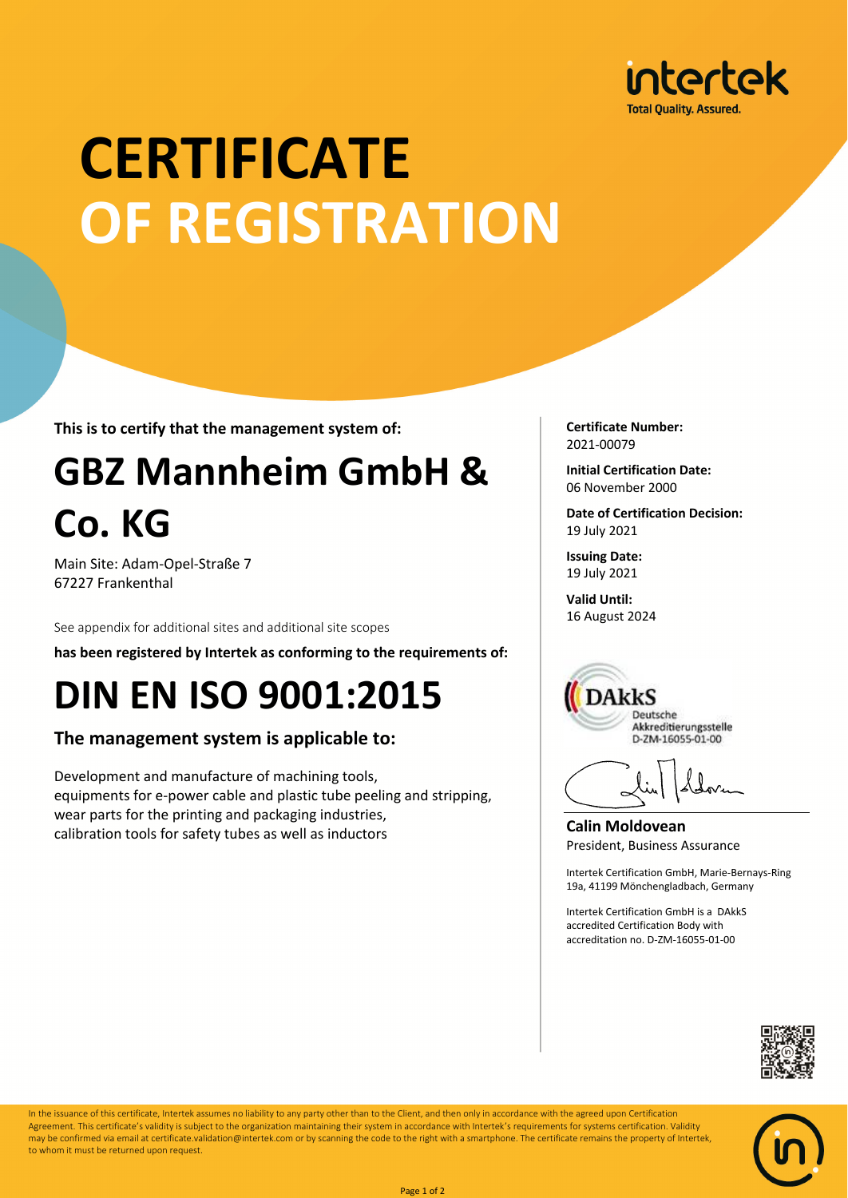intertek
Total Quality. Assured.

# CERTIFICATE OF REGISTRATION

**This is to certify that the management system of:**

## GBZ Mannheim GmbH & Co. KG

Main Site: Adam-Opel-Straße 7
67227 Frankenthal

See appendix for additional sites and additional site scopes

**has been registered by Intertek as conforming to the requirements of:**

# DIN EN ISO 9001:2015

### The management system is applicable to:

Development and manufacture of machining tools,
equipments for e-power cable and plastic tube peeling and stripping,
wear parts for the printing and packaging industries,
calibration tools for safety tubes as well as inductors

**Certificate Number:**
2021-00079

**Initial Certification Date:**
06 November 2000

**Date of Certification Decision:**
19 July 2021

**Issuing Date:**
19 July 2021

**Valid Until:**
16 August 2024

DAkkS
Deutsche Akkreditierungsstelle
D-ZM-16055-01-00

**Calin Moldovean**
President, Business Assurance

Intertek Certification GmbH, Marie-Bernays-Ring 19a, 41199 Mönchengladbach, Germany

Intertek Certification GmbH is a DAkkS accredited Certification Body with accreditation no. D-ZM-16055-01-00

In the issuance of this certificate, Intertek assumes no liability to any party other than to the Client, and then only in accordance with the agreed upon Certification Agreement. This certificate's validity is subject to the organization maintaining their system in accordance with Intertek's requirements for systems certification. Validity may be confirmed via email at certificate.validation@intertek.com or by scanning the code to the right with a smartphone. The certificate remains the property of Intertek, to whom it must be returned upon request.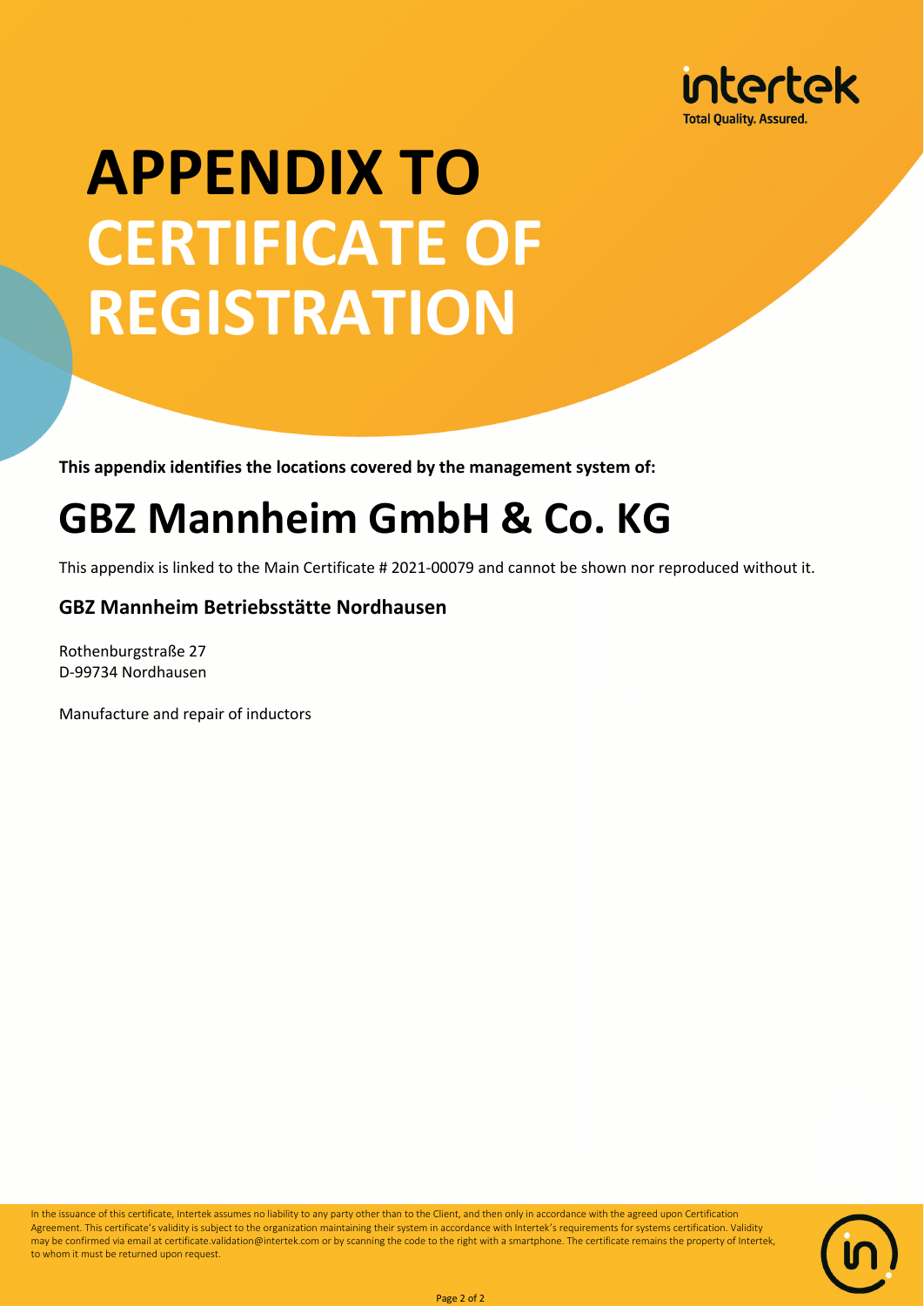intertek
Total Quality. Assured.

# APPENDIX TO CERTIFICATE OF REGISTRATION

**This appendix identifies the locations covered by the management system of:**

# GBZ Mannheim GmbH & Co. KG

This appendix is linked to the Main Certificate # 2021-00079 and cannot be shown nor reproduced without it.

### GBZ Mannheim Betriebsstätte Nordhausen

Rothenburgstraße 27
D-99734 Nordhausen

Manufacture and repair of inductors

In the issuance of this certificate, Intertek assumes no liability to any party other than to the Client, and then only in accordance with the agreed upon Certification Agreement. This certificate's validity is subject to the organization maintaining their system in accordance with Intertek's requirements for systems certification. Validity may be confirmed via email at certificate.validation@intertek.com or by scanning the code to the right with a smartphone. The certificate remains the property of Intertek, to whom it must be returned upon request.